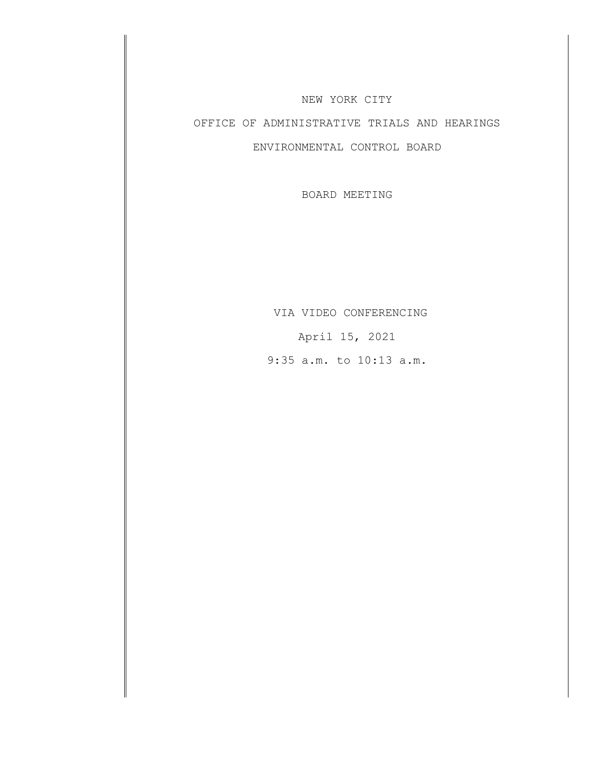# NEW YORK CITY

## OFFICE OF ADMINISTRATIVE TRIALS AND HEARINGS

## ENVIRONMENTAL CONTROL BOARD

BOARD MEETING

VIA VIDEO CONFERENCING

April 15, 2021

9:35 a.m. to 10:13 a.m.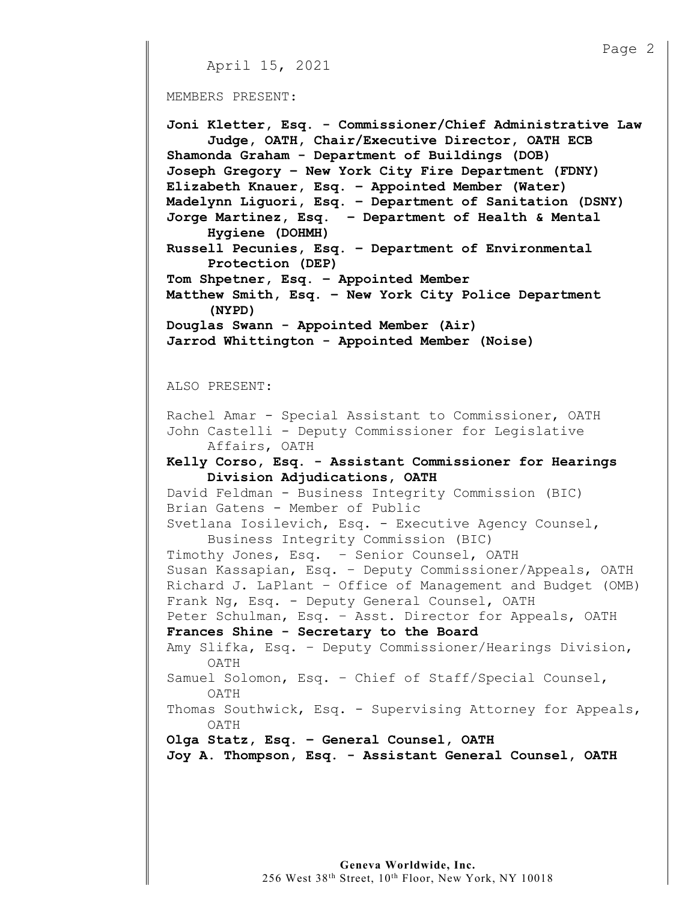April 15, 2021

MEMBERS PRESENT:

**Joni Kletter, Esq. - Commissioner/Chief Administrative Law Judge, OATH, Chair/Executive Director, OATH ECB**
**Shamonda Graham - Department of Buildings (DOB)**
**Joseph Gregory – New York City Fire Department (FDNY)**
**Elizabeth Knauer, Esq. – Appointed Member (Water)**
**Madelynn Liguori, Esq. – Department of Sanitation (DSNY)**
**Jorge Martinez, Esq. – Department of Health & Mental Hygiene (DOHMH)**
**Russell Pecunies, Esq. – Department of Environmental Protection (DEP)**
**Tom Shpetner, Esq. – Appointed Member**
**Matthew Smith, Esq. – New York City Police Department (NYPD)**
**Douglas Swann - Appointed Member (Air)**
**Jarrod Whittington - Appointed Member (Noise)**

ALSO PRESENT:

Rachel Amar - Special Assistant to Commissioner, OATH
John Castelli - Deputy Commissioner for Legislative Affairs, OATH
**Kelly Corso, Esq. - Assistant Commissioner for Hearings Division Adjudications, OATH**
David Feldman - Business Integrity Commission (BIC)
Brian Gatens - Member of Public
Svetlana Iosilevich, Esq. - Executive Agency Counsel, Business Integrity Commission (BIC)
Timothy Jones, Esq. – Senior Counsel, OATH
Susan Kassapian, Esq. – Deputy Commissioner/Appeals, OATH
Richard J. LaPlant – Office of Management and Budget (OMB)
Frank Ng, Esq. - Deputy General Counsel, OATH
Peter Schulman, Esq. – Asst. Director for Appeals, OATH
**Frances Shine - Secretary to the Board**
Amy Slifka, Esq. – Deputy Commissioner/Hearings Division, OATH
Samuel Solomon, Esq. – Chief of Staff/Special Counsel, OATH
Thomas Southwick, Esq. - Supervising Attorney for Appeals, OATH
**Olga Statz, Esq. – General Counsel, OATH**
**Joy A. Thompson, Esq. - Assistant General Counsel, OATH**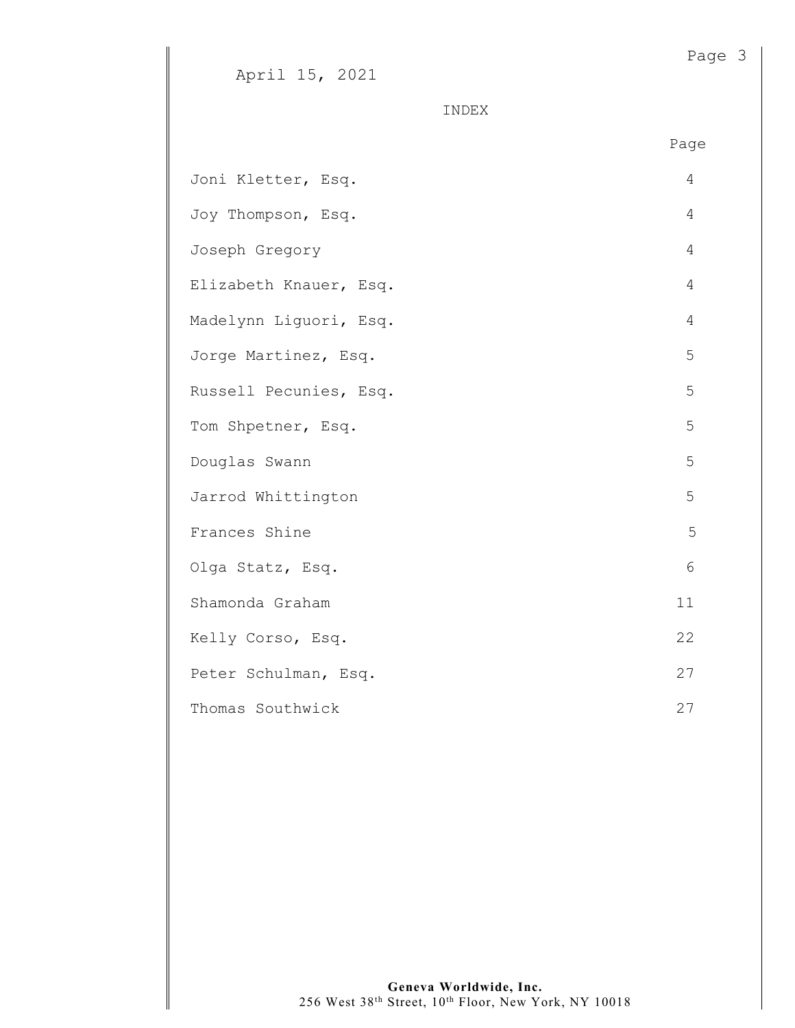April 15, 2021

INDEX

| | Page |
|---|---|
| Joni Kletter, Esq. | 4 |
| Joy Thompson, Esq. | 4 |
| Joseph Gregory | 4 |
| Elizabeth Knauer, Esq. | 4 |
| Madelynn Liguori, Esq. | 4 |
| Jorge Martinez, Esq. | 5 |
| Russell Pecunies, Esq. | 5 |
| Tom Shpetner, Esq. | 5 |
| Douglas Swann | 5 |
| Jarrod Whittington | 5 |
| Frances Shine | 5 |
| Olga Statz, Esq. | 6 |
| Shamonda Graham | 11 |
| Kelly Corso, Esq. | 22 |
| Peter Schulman, Esq. | 27 |
| Thomas Southwick | 27 |

**Geneva Worldwide, Inc.**
256 West 38th Street, 10th Floor, New York, NY 10018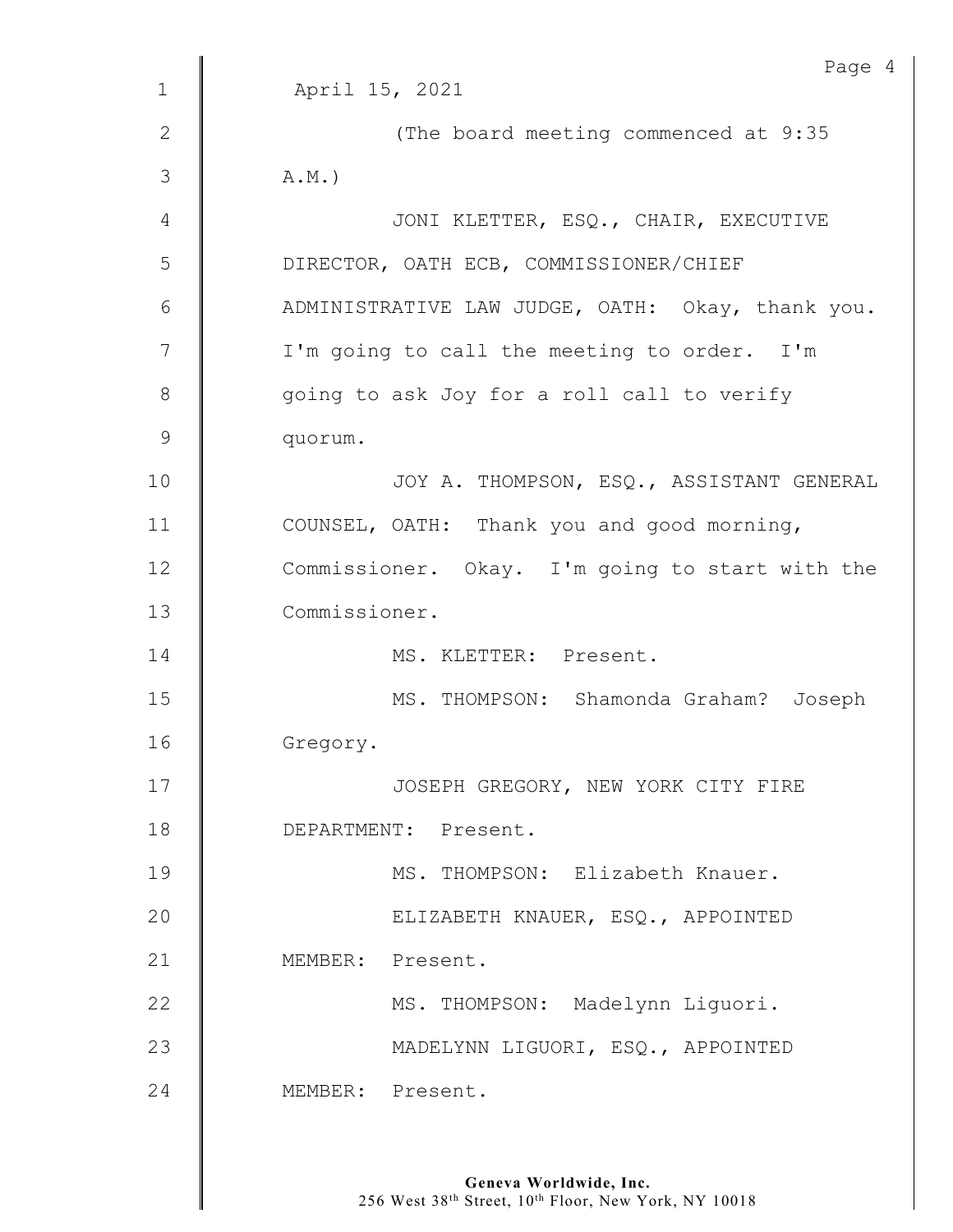April 15, 2021

(The board meeting commenced at 9:35 A.M.)

JONI KLETTER, ESQ., CHAIR, EXECUTIVE DIRECTOR, OATH ECB, COMMISSIONER/CHIEF ADMINISTRATIVE LAW JUDGE, OATH: Okay, thank you. I'm going to call the meeting to order. I'm going to ask Joy for a roll call to verify quorum.

JOY A. THOMPSON, ESQ., ASSISTANT GENERAL COUNSEL, OATH: Thank you and good morning, Commissioner. Okay. I'm going to start with the Commissioner.

MS. KLETTER: Present.

MS. THOMPSON: Shamonda Graham? Joseph Gregory.

JOSEPH GREGORY, NEW YORK CITY FIRE DEPARTMENT: Present.

MS. THOMPSON: Elizabeth Knauer.

ELIZABETH KNAUER, ESQ., APPOINTED MEMBER: Present.

MS. THOMPSON: Madelynn Liguori.

MADELYNN LIGUORI, ESQ., APPOINTED MEMBER: Present.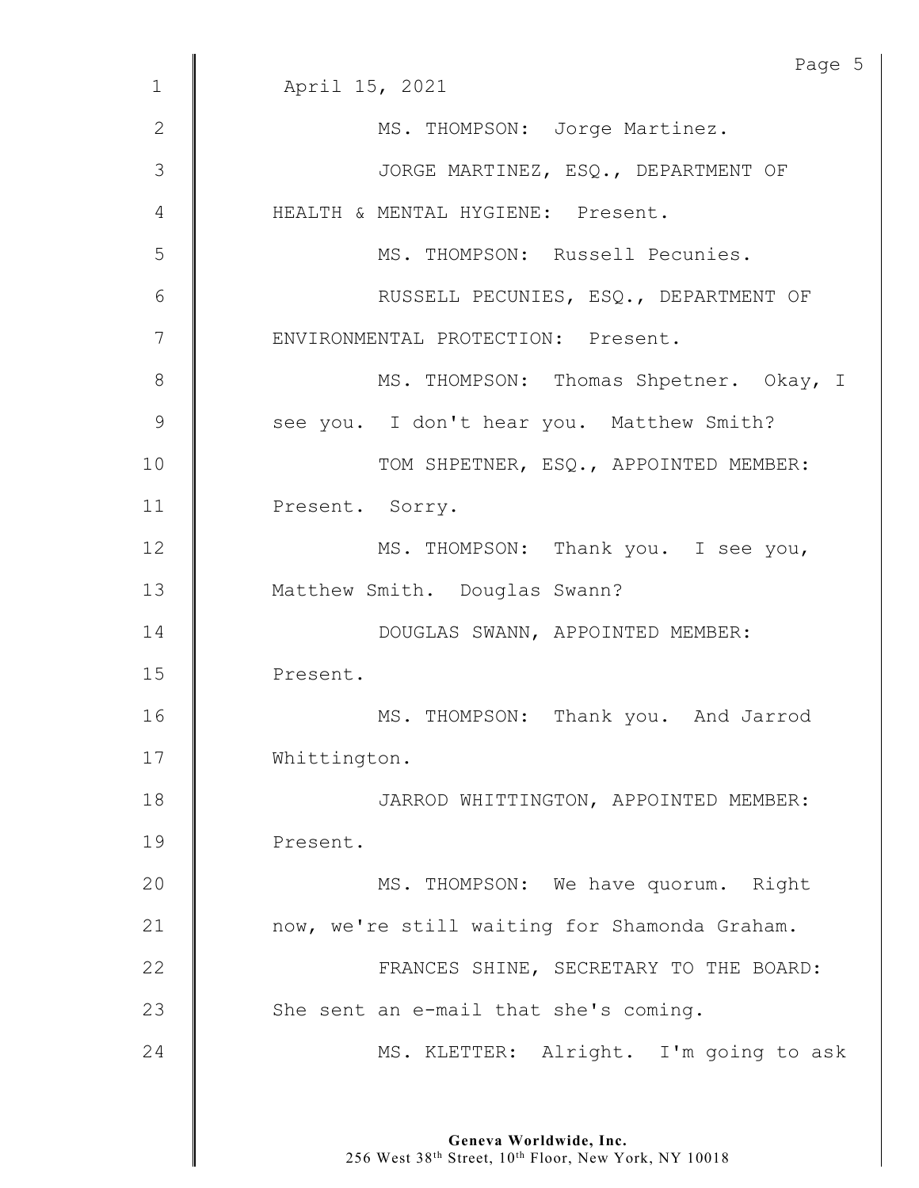April 15, 2021

MS. THOMPSON: Jorge Martinez.

JORGE MARTINEZ, ESQ., DEPARTMENT OF HEALTH & MENTAL HYGIENE: Present.

MS. THOMPSON: Russell Pecunies.

RUSSELL PECUNIES, ESQ., DEPARTMENT OF ENVIRONMENTAL PROTECTION: Present.

MS. THOMPSON: Thomas Shpetner. Okay, I see you. I don't hear you. Matthew Smith?

TOM SHPETNER, ESQ., APPOINTED MEMBER: Present. Sorry.

MS. THOMPSON: Thank you. I see you, Matthew Smith. Douglas Swann?

DOUGLAS SWANN, APPOINTED MEMBER: Present.

MS. THOMPSON: Thank you. And Jarrod Whittington.

JARROD WHITTINGTON, APPOINTED MEMBER: Present.

MS. THOMPSON: We have quorum. Right now, we're still waiting for Shamonda Graham.

FRANCES SHINE, SECRETARY TO THE BOARD: She sent an e-mail that she's coming.

MS. KLETTER: Alright. I'm going to ask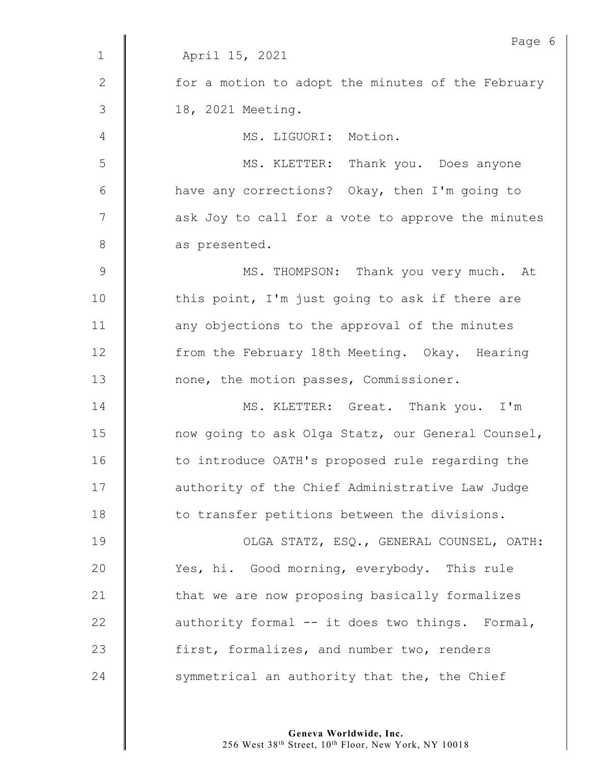April 15, 2021

for a motion to adopt the minutes of the February 18, 2021 Meeting.

MS. LIGUORI: Motion.

MS. KLETTER: Thank you. Does anyone have any corrections? Okay, then I'm going to ask Joy to call for a vote to approve the minutes as presented.

MS. THOMPSON: Thank you very much. At this point, I'm just going to ask if there are any objections to the approval of the minutes from the February 18th Meeting. Okay. Hearing none, the motion passes, Commissioner.

MS. KLETTER: Great. Thank you. I'm now going to ask Olga Statz, our General Counsel, to introduce OATH's proposed rule regarding the authority of the Chief Administrative Law Judge to transfer petitions between the divisions.

OLGA STATZ, ESQ., GENERAL COUNSEL, OATH: Yes, hi. Good morning, everybody. This rule that we are now proposing basically formalizes authority formal -- it does two things. Formal, first, formalizes, and number two, renders symmetrical an authority that the, the Chief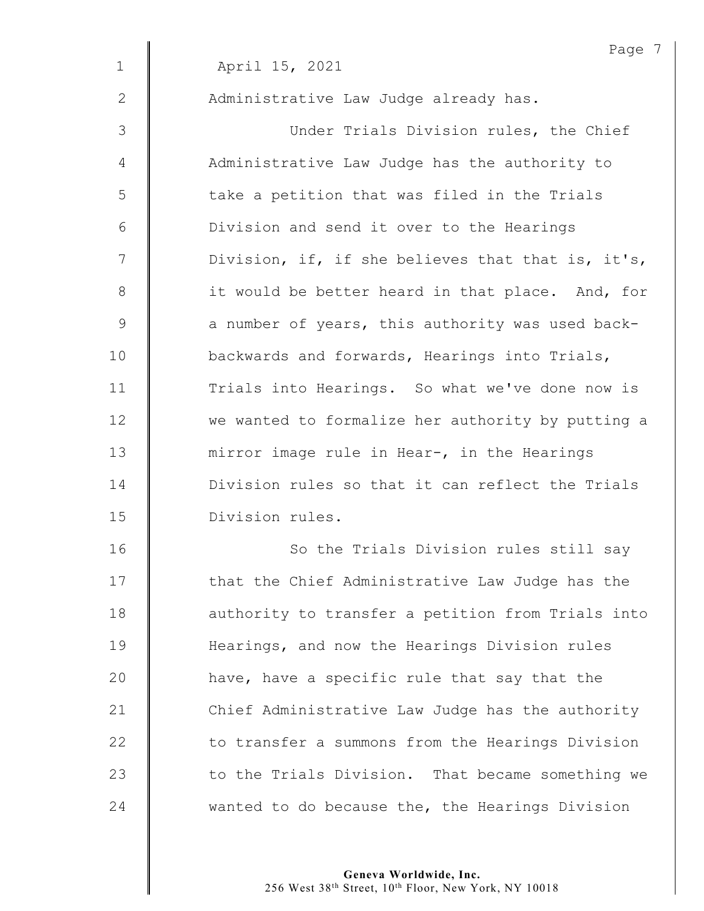April 15, 2021

Administrative Law Judge already has.

Under Trials Division rules, the Chief Administrative Law Judge has the authority to take a petition that was filed in the Trials Division and send it over to the Hearings Division, if, if she believes that that is, it's, it would be better heard in that place. And, for a number of years, this authority was used back- backwards and forwards, Hearings into Trials, Trials into Hearings. So what we've done now is we wanted to formalize her authority by putting a mirror image rule in Hear-, in the Hearings Division rules so that it can reflect the Trials Division rules.

So the Trials Division rules still say that the Chief Administrative Law Judge has the authority to transfer a petition from Trials into Hearings, and now the Hearings Division rules have, have a specific rule that say that the Chief Administrative Law Judge has the authority to transfer a summons from the Hearings Division to the Trials Division. That became something we wanted to do because the, the Hearings Division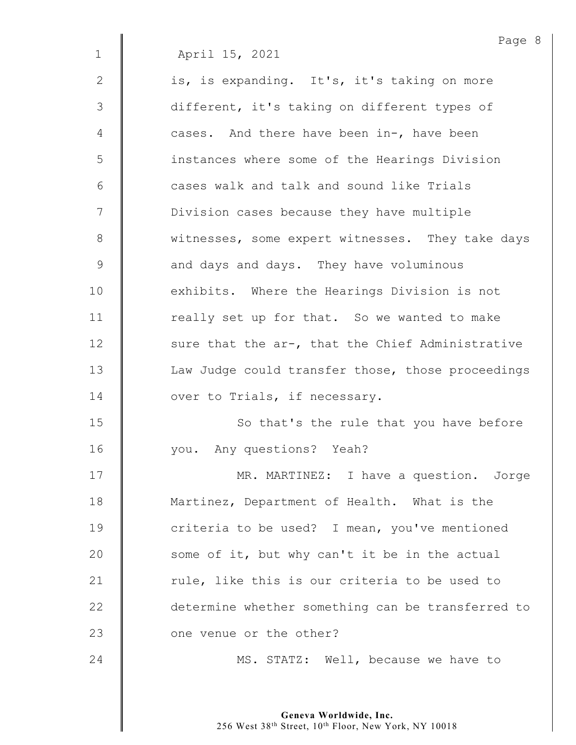April 15, 2021

is, is expanding. It's, it's taking on more different, it's taking on different types of cases. And there have been in-, have been instances where some of the Hearings Division cases walk and talk and sound like Trials Division cases because they have multiple witnesses, some expert witnesses. They take days and days and days. They have voluminous exhibits. Where the Hearings Division is not really set up for that. So we wanted to make sure that the ar-, that the Chief Administrative Law Judge could transfer those, those proceedings over to Trials, if necessary.

So that's the rule that you have before you. Any questions? Yeah?

MR. MARTINEZ: I have a question. Jorge Martinez, Department of Health. What is the criteria to be used? I mean, you've mentioned some of it, but why can't it be in the actual rule, like this is our criteria to be used to determine whether something can be transferred to one venue or the other?

MS. STATZ: Well, because we have to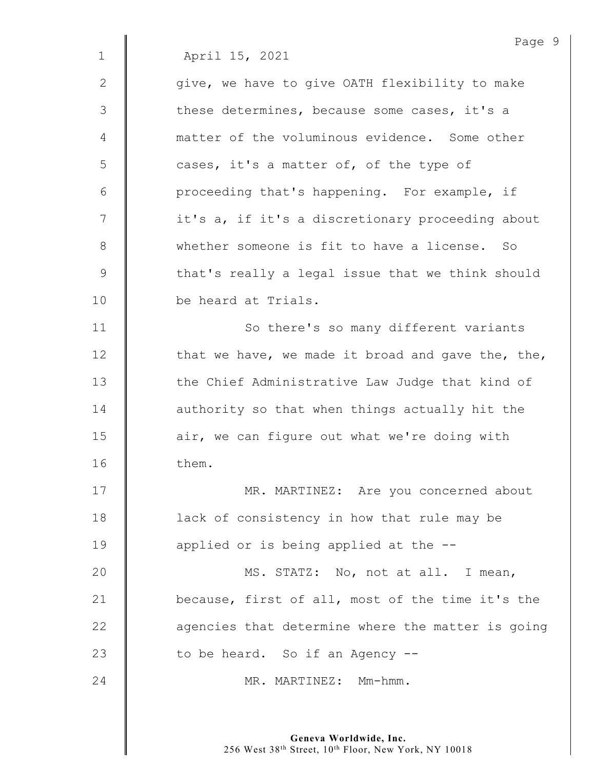April 15, 2021

give, we have to give OATH flexibility to make these determines, because some cases, it's a matter of the voluminous evidence. Some other cases, it's a matter of, of the type of proceeding that's happening. For example, if it's a, if it's a discretionary proceeding about whether someone is fit to have a license. So that's really a legal issue that we think should be heard at Trials.

So there's so many different variants that we have, we made it broad and gave the, the, the Chief Administrative Law Judge that kind of authority so that when things actually hit the air, we can figure out what we're doing with them.

MR. MARTINEZ: Are you concerned about lack of consistency in how that rule may be applied or is being applied at the --

MS. STATZ: No, not at all. I mean, because, first of all, most of the time it's the agencies that determine where the matter is going to be heard. So if an Agency --

MR. MARTINEZ: Mm-hmm.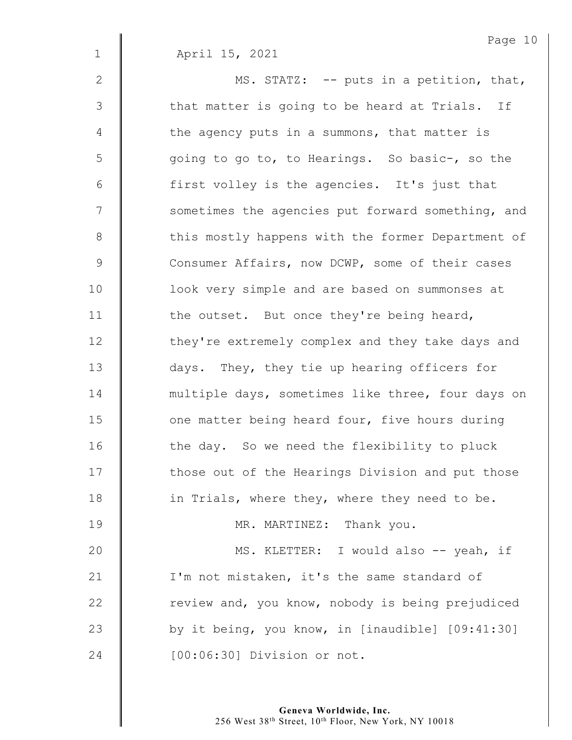April 15, 2021

MS. STATZ: -- puts in a petition, that, that matter is going to be heard at Trials. If the agency puts in a summons, that matter is going to go to, to Hearings. So basic-, so the first volley is the agencies. It's just that sometimes the agencies put forward something, and this mostly happens with the former Department of Consumer Affairs, now DCWP, some of their cases look very simple and are based on summonses at the outset. But once they're being heard, they're extremely complex and they take days and days. They, they tie up hearing officers for multiple days, sometimes like three, four days on one matter being heard four, five hours during the day. So we need the flexibility to pluck those out of the Hearings Division and put those in Trials, where they, where they need to be.

MR. MARTINEZ: Thank you.

MS. KLETTER: I would also -- yeah, if I'm not mistaken, it's the same standard of review and, you know, nobody is being prejudiced by it being, you know, in [inaudible] [09:41:30] [00:06:30] Division or not.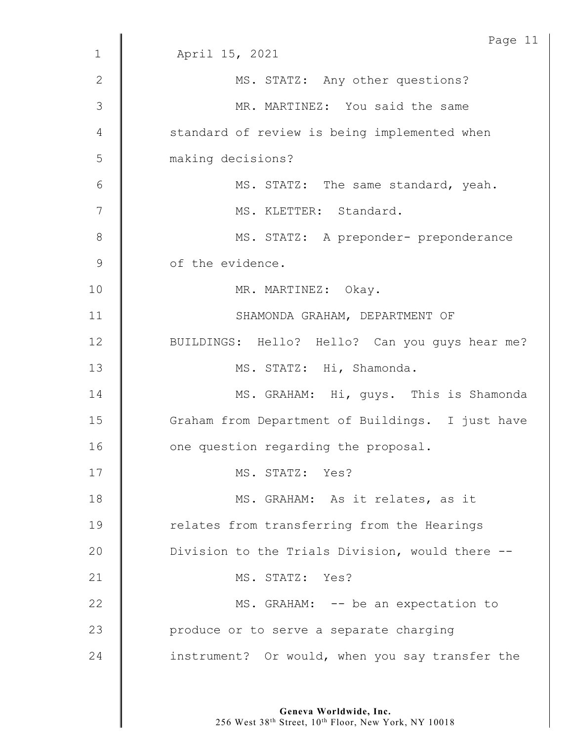April 15, 2021

MS. STATZ: Any other questions?

MR. MARTINEZ: You said the same standard of review is being implemented when making decisions?

MS. STATZ: The same standard, yeah.

MS. KLETTER: Standard.

MS. STATZ: A preponder- preponderance of the evidence.

MR. MARTINEZ: Okay.

SHAMONDA GRAHAM, DEPARTMENT OF BUILDINGS: Hello? Hello? Can you guys hear me?

MS. STATZ: Hi, Shamonda.

MS. GRAHAM: Hi, guys. This is Shamonda Graham from Department of Buildings. I just have one question regarding the proposal.

MS. STATZ: Yes?

MS. GRAHAM: As it relates, as it relates from transferring from the Hearings Division to the Trials Division, would there --

MS. STATZ: Yes?

MS. GRAHAM: -- be an expectation to produce or to serve a separate charging instrument? Or would, when you say transfer the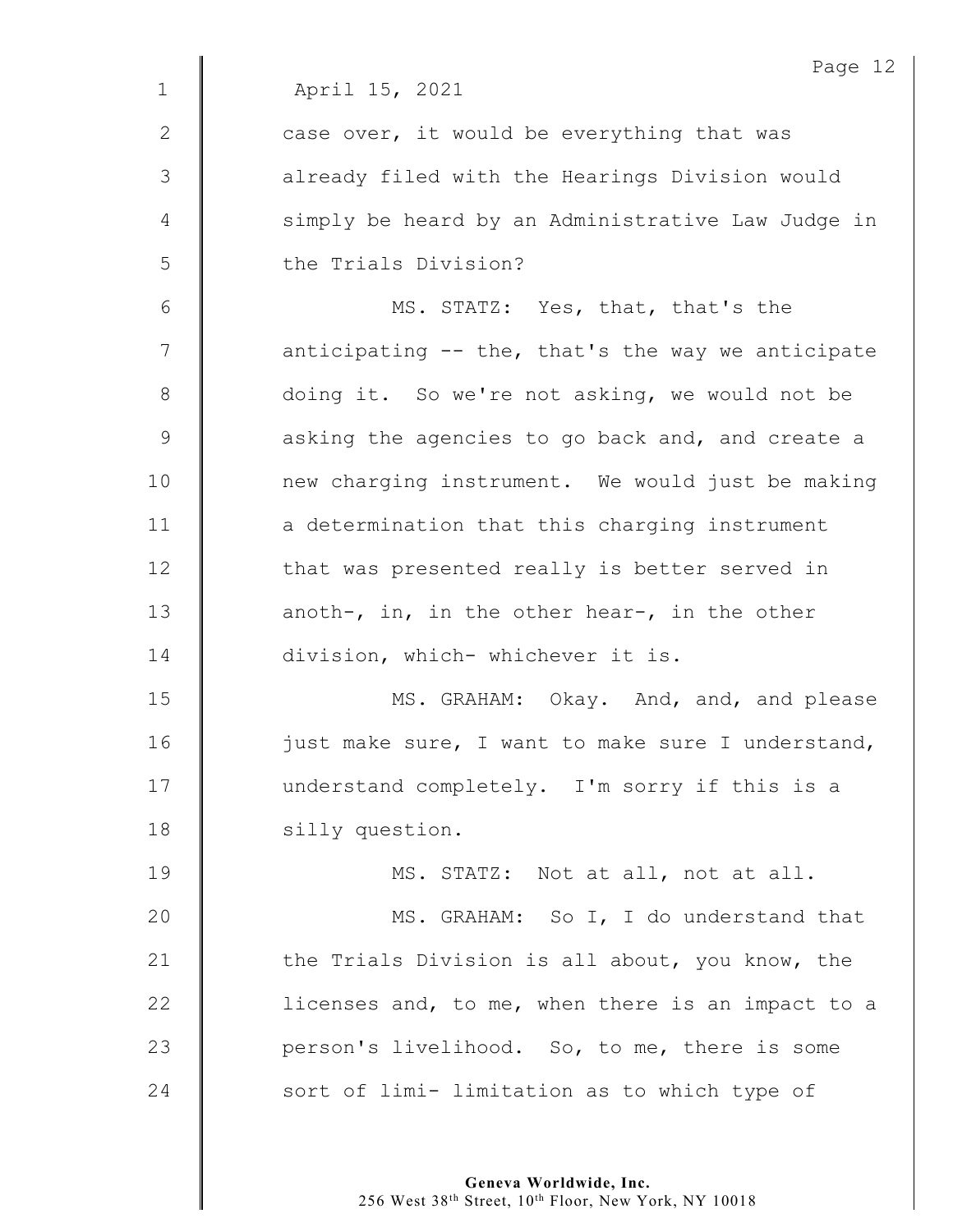April 15, 2021

case over, it would be everything that was already filed with the Hearings Division would simply be heard by an Administrative Law Judge in the Trials Division?

MS. STATZ: Yes, that, that's the anticipating -- the, that's the way we anticipate doing it. So we're not asking, we would not be asking the agencies to go back and, and create a new charging instrument. We would just be making a determination that this charging instrument that was presented really is better served in anoth-, in, in the other hear-, in the other division, which- whichever it is.

MS. GRAHAM: Okay. And, and, and please just make sure, I want to make sure I understand, understand completely. I'm sorry if this is a silly question.

MS. STATZ: Not at all, not at all.

MS. GRAHAM: So I, I do understand that the Trials Division is all about, you know, the licenses and, to me, when there is an impact to a person's livelihood. So, to me, there is some sort of limi- limitation as to which type of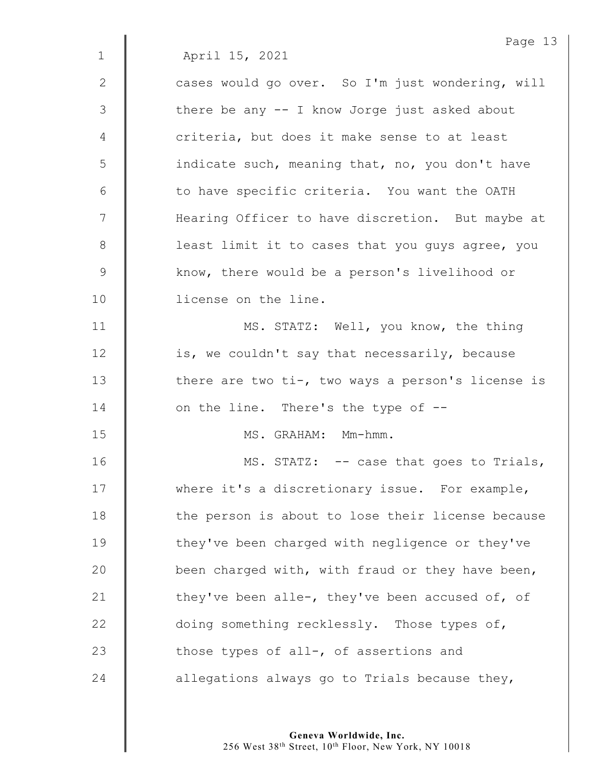April 15, 2021

cases would go over. So I'm just wondering, will there be any -- I know Jorge just asked about criteria, but does it make sense to at least indicate such, meaning that, no, you don't have to have specific criteria. You want the OATH Hearing Officer to have discretion. But maybe at least limit it to cases that you guys agree, you know, there would be a person's livelihood or license on the line.

MS. STATZ: Well, you know, the thing is, we couldn't say that necessarily, because there are two ti-, two ways a person's license is on the line. There's the type of --

MS. GRAHAM: Mm-hmm.

MS. STATZ: -- case that goes to Trials, where it's a discretionary issue. For example, the person is about to lose their license because they've been charged with negligence or they've been charged with, with fraud or they have been, they've been alle-, they've been accused of, of doing something recklessly. Those types of, those types of all-, of assertions and allegations always go to Trials because they,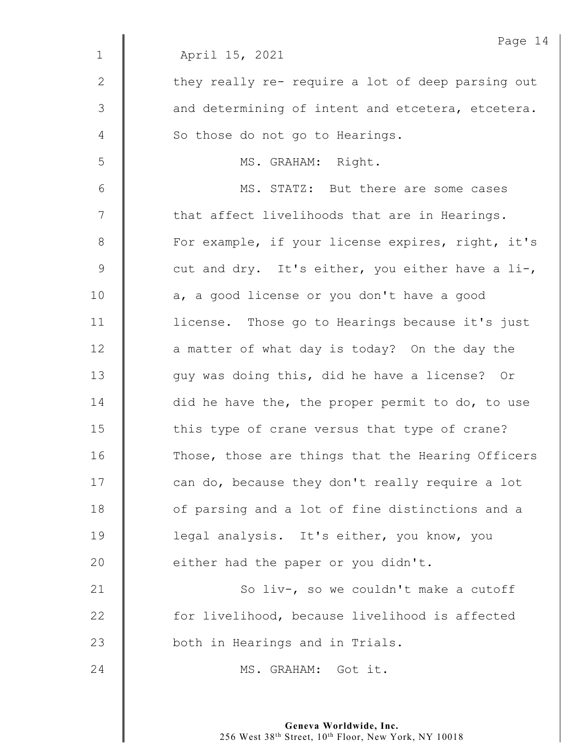April 15, 2021

they really re- require a lot of deep parsing out and determining of intent and etcetera, etcetera. So those do not go to Hearings.

MS. GRAHAM: Right.

MS. STATZ: But there are some cases that affect livelihoods that are in Hearings. For example, if your license expires, right, it's cut and dry. It's either, you either have a li-, a, a good license or you don't have a good license. Those go to Hearings because it's just a matter of what day is today? On the day the guy was doing this, did he have a license? Or did he have the, the proper permit to do, to use this type of crane versus that type of crane? Those, those are things that the Hearing Officers can do, because they don't really require a lot of parsing and a lot of fine distinctions and a legal analysis. It's either, you know, you either had the paper or you didn't.

So liv-, so we couldn't make a cutoff for livelihood, because livelihood is affected both in Hearings and in Trials.

MS. GRAHAM: Got it.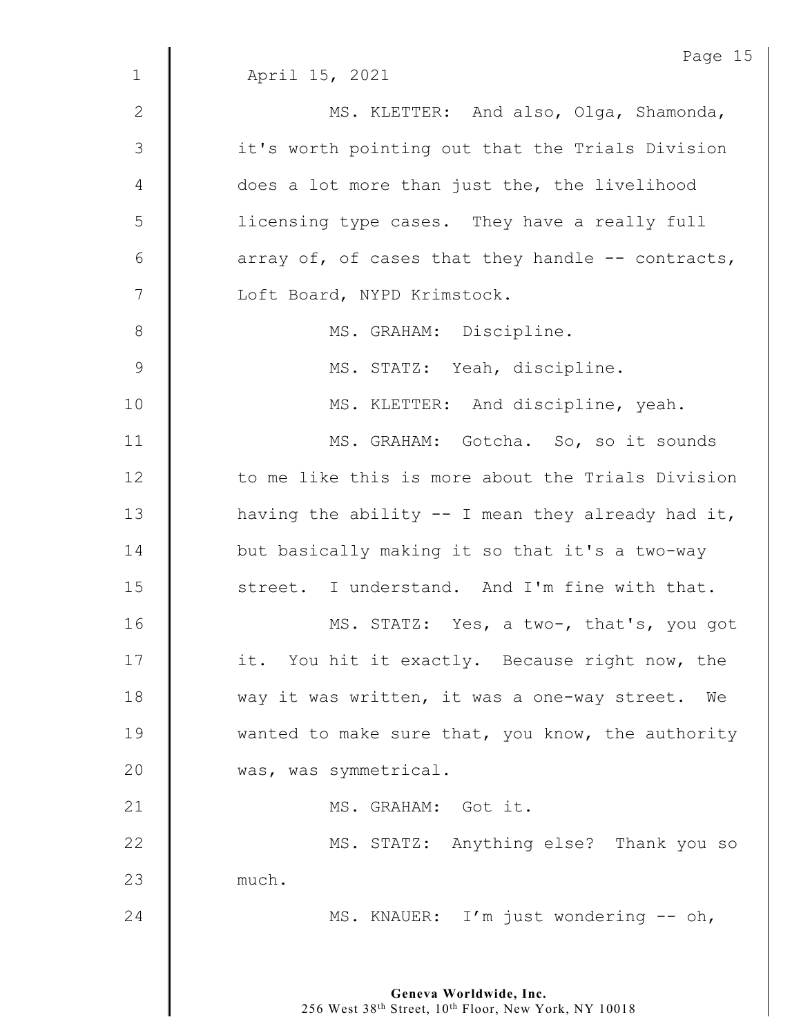April 15, 2021

MS. KLETTER: And also, Olga, Shamonda, it's worth pointing out that the Trials Division does a lot more than just the, the livelihood licensing type cases. They have a really full array of, of cases that they handle -- contracts, Loft Board, NYPD Krimstock.

MS. GRAHAM: Discipline.

MS. STATZ: Yeah, discipline.

MS. KLETTER: And discipline, yeah.

MS. GRAHAM: Gotcha. So, so it sounds to me like this is more about the Trials Division having the ability -- I mean they already had it, but basically making it so that it's a two-way street. I understand. And I'm fine with that.

MS. STATZ: Yes, a two-, that's, you got it. You hit it exactly. Because right now, the way it was written, it was a one-way street. We wanted to make sure that, you know, the authority was, was symmetrical.

MS. GRAHAM: Got it.

MS. STATZ: Anything else? Thank you so much.

MS. KNAUER: I'm just wondering -- oh,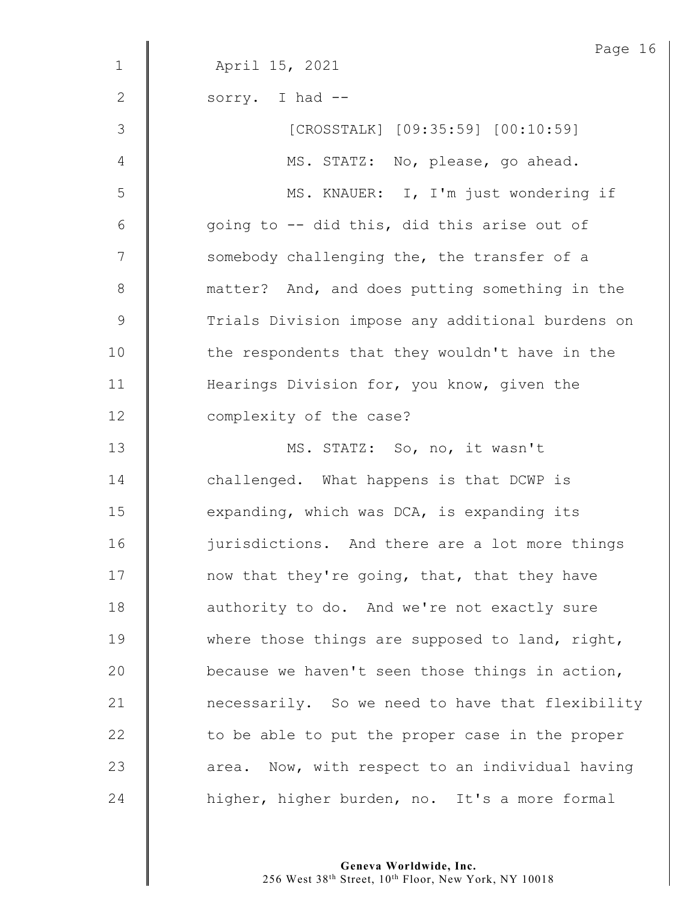April 15, 2021

sorry. I had --

[CROSSTALK] [09:35:59] [00:10:59]

MS. STATZ: No, please, go ahead.

MS. KNAUER: I, I'm just wondering if going to -- did this, did this arise out of somebody challenging the, the transfer of a matter? And, and does putting something in the Trials Division impose any additional burdens on the respondents that they wouldn't have in the Hearings Division for, you know, given the complexity of the case?

MS. STATZ: So, no, it wasn't challenged. What happens is that DCWP is expanding, which was DCA, is expanding its jurisdictions. And there are a lot more things now that they're going, that, that they have authority to do. And we're not exactly sure where those things are supposed to land, right, because we haven't seen those things in action, necessarily. So we need to have that flexibility to be able to put the proper case in the proper area. Now, with respect to an individual having higher, higher burden, no. It's a more formal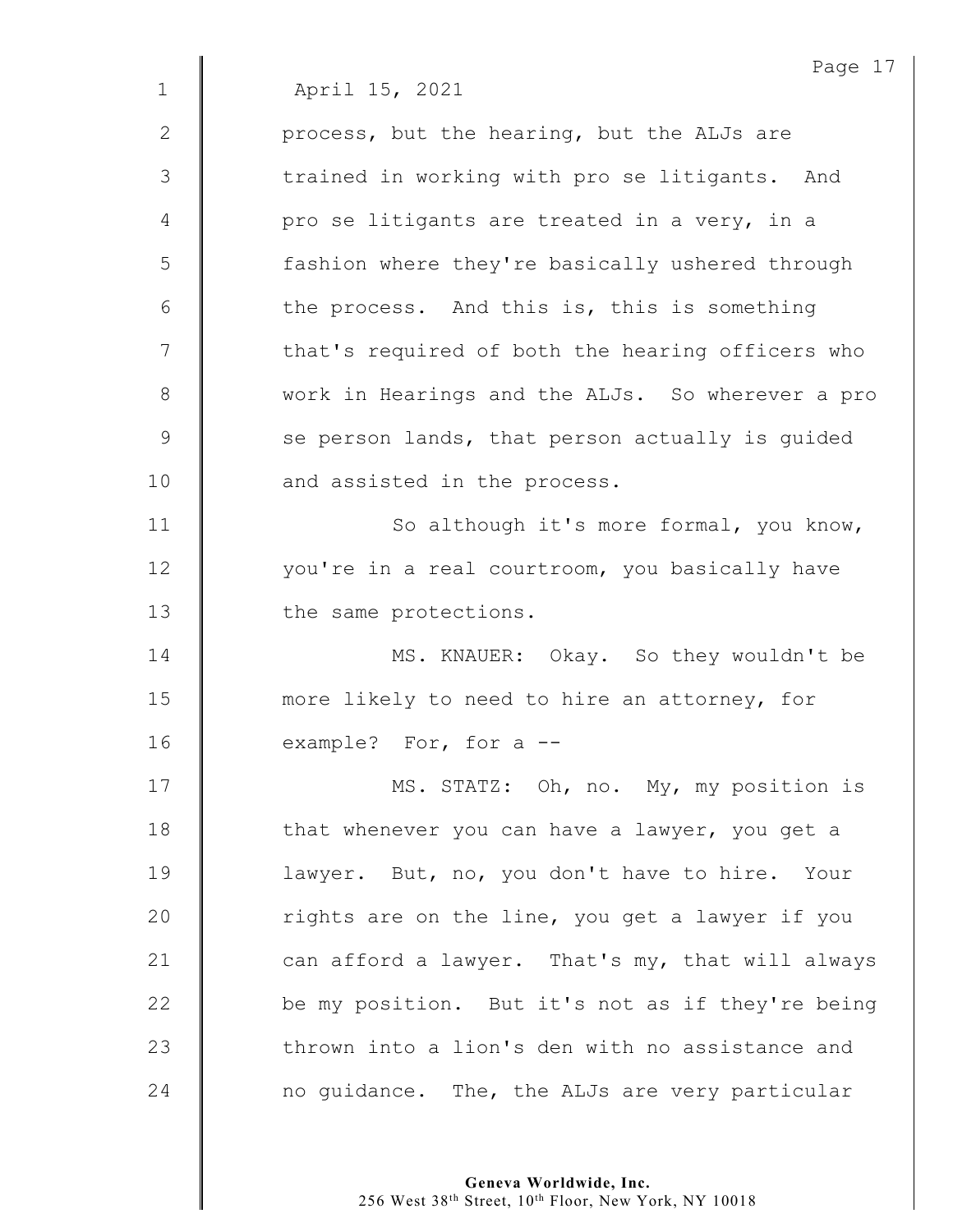April 15, 2021

process, but the hearing, but the ALJs are trained in working with pro se litigants. And pro se litigants are treated in a very, in a fashion where they're basically ushered through the process. And this is, this is something that's required of both the hearing officers who work in Hearings and the ALJs. So wherever a pro se person lands, that person actually is guided and assisted in the process.

So although it's more formal, you know, you're in a real courtroom, you basically have the same protections.

MS. KNAUER: Okay. So they wouldn't be more likely to need to hire an attorney, for example? For, for a --

MS. STATZ: Oh, no. My, my position is that whenever you can have a lawyer, you get a lawyer. But, no, you don't have to hire. Your rights are on the line, you get a lawyer if you can afford a lawyer. That's my, that will always be my position. But it's not as if they're being thrown into a lion's den with no assistance and no guidance. The, the ALJs are very particular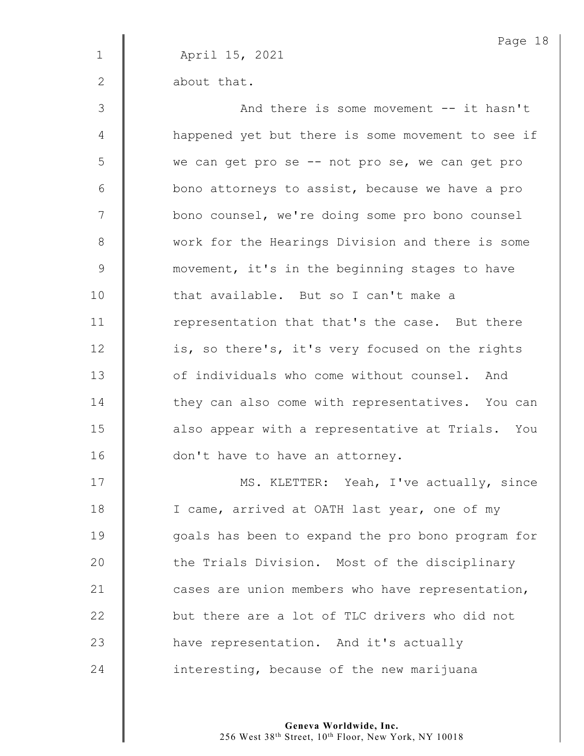April 15, 2021

about that.

And there is some movement -- it hasn't happened yet but there is some movement to see if we can get pro se -- not pro se, we can get pro bono attorneys to assist, because we have a pro bono counsel, we're doing some pro bono counsel work for the Hearings Division and there is some movement, it's in the beginning stages to have that available. But so I can't make a representation that that's the case. But there is, so there's, it's very focused on the rights of individuals who come without counsel. And they can also come with representatives. You can also appear with a representative at Trials. You don't have to have an attorney.

MS. KLETTER: Yeah, I've actually, since I came, arrived at OATH last year, one of my goals has been to expand the pro bono program for the Trials Division. Most of the disciplinary cases are union members who have representation, but there are a lot of TLC drivers who did not have representation. And it's actually interesting, because of the new marijuana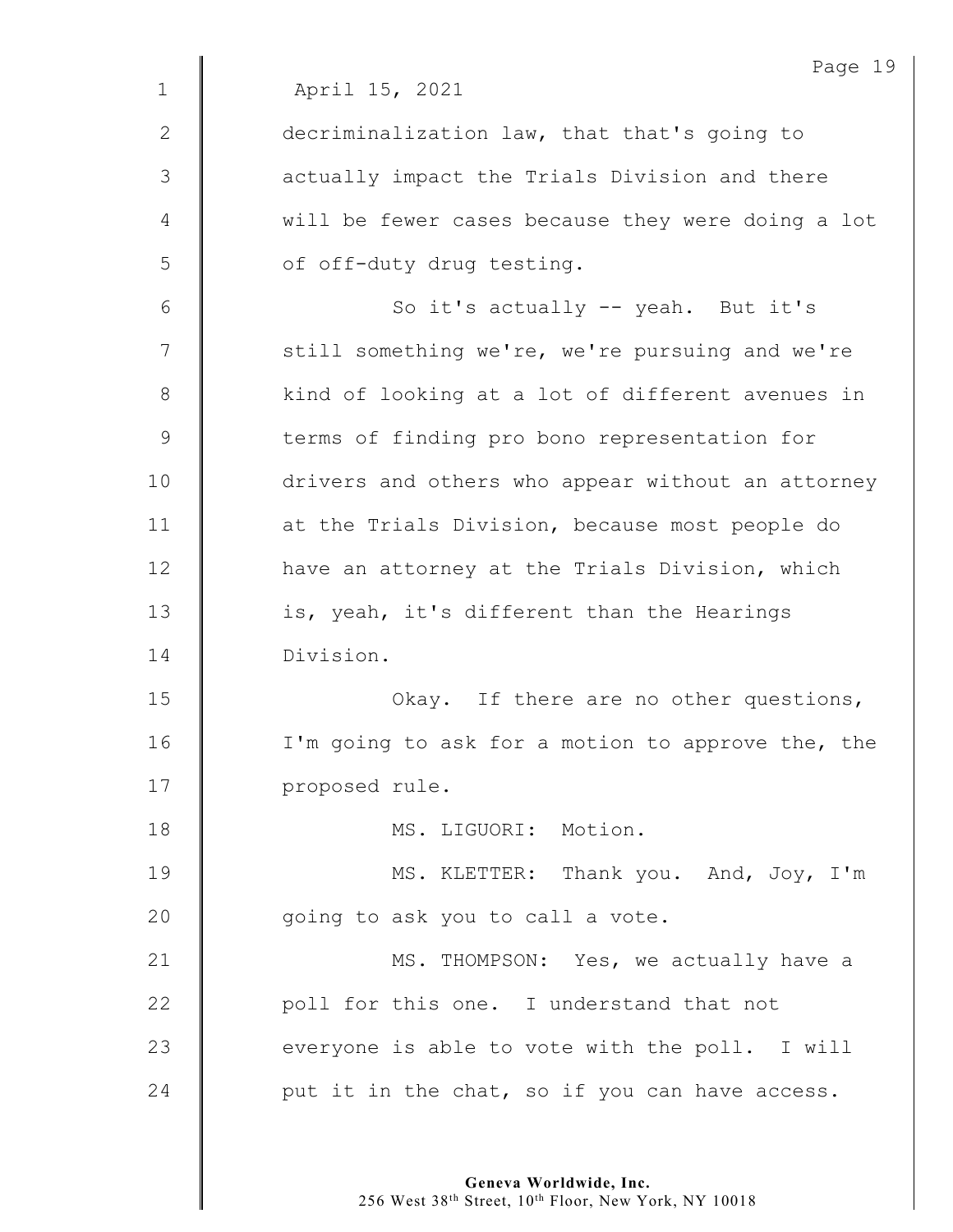April 15, 2021

decriminalization law, that that's going to actually impact the Trials Division and there will be fewer cases because they were doing a lot of off-duty drug testing.

So it's actually -- yeah. But it's still something we're, we're pursuing and we're kind of looking at a lot of different avenues in terms of finding pro bono representation for drivers and others who appear without an attorney at the Trials Division, because most people do have an attorney at the Trials Division, which is, yeah, it's different than the Hearings Division.

Okay. If there are no other questions, I'm going to ask for a motion to approve the, the proposed rule.

MS. LIGUORI: Motion.

MS. KLETTER: Thank you. And, Joy, I'm going to ask you to call a vote.

MS. THOMPSON: Yes, we actually have a poll for this one. I understand that not everyone is able to vote with the poll. I will put it in the chat, so if you can have access.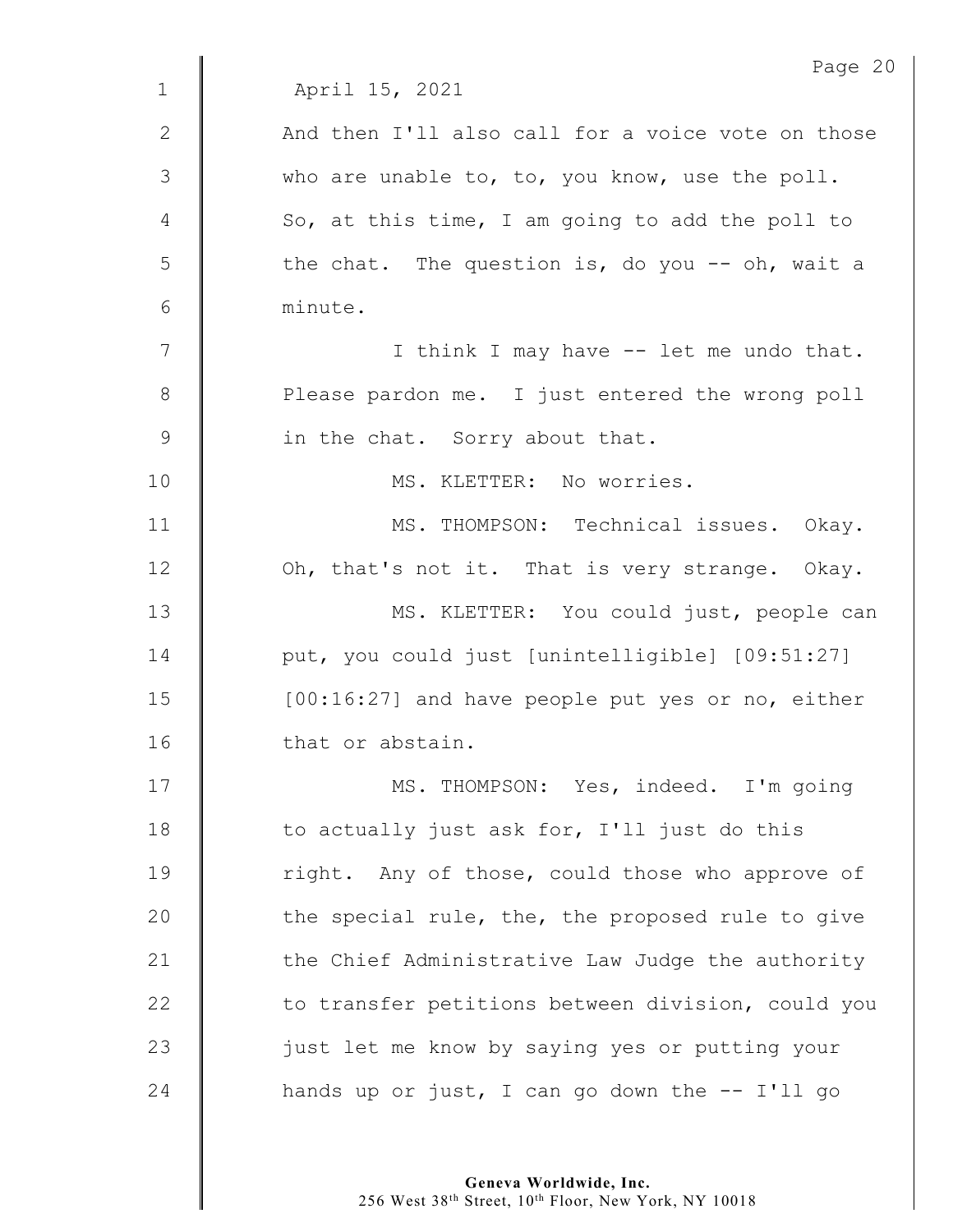April 15, 2021

And then I'll also call for a voice vote on those who are unable to, to, you know, use the poll. So, at this time, I am going to add the poll to the chat. The question is, do you -- oh, wait a minute.

I think I may have -- let me undo that. Please pardon me. I just entered the wrong poll in the chat. Sorry about that.

MS. KLETTER: No worries.

MS. THOMPSON: Technical issues. Okay. Oh, that's not it. That is very strange. Okay.

MS. KLETTER: You could just, people can put, you could just [unintelligible] [09:51:27] [00:16:27] and have people put yes or no, either that or abstain.

MS. THOMPSON: Yes, indeed. I'm going to actually just ask for, I'll just do this right. Any of those, could those who approve of the special rule, the, the proposed rule to give the Chief Administrative Law Judge the authority to transfer petitions between division, could you just let me know by saying yes or putting your hands up or just, I can go down the -- I'll go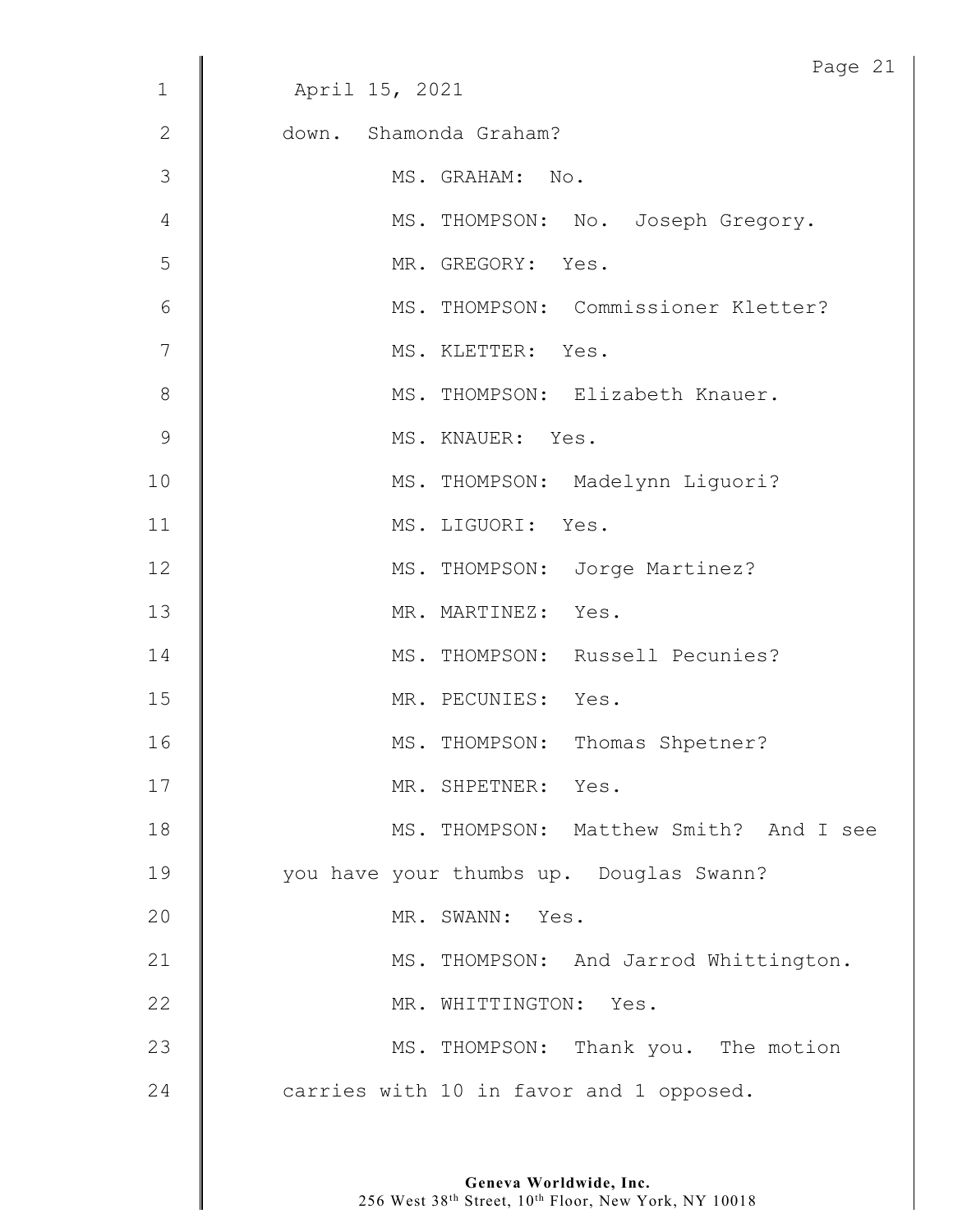April 15, 2021

down. Shamonda Graham?

MS. GRAHAM: No.

MS. THOMPSON: No. Joseph Gregory.

MR. GREGORY: Yes.

MS. THOMPSON: Commissioner Kletter?

MS. KLETTER: Yes.

MS. THOMPSON: Elizabeth Knauer.

MS. KNAUER: Yes.

MS. THOMPSON: Madelynn Liguori?

MS. LIGUORI: Yes.

MS. THOMPSON: Jorge Martinez?

MR. MARTINEZ: Yes.

MS. THOMPSON: Russell Pecunies?

MR. PECUNIES: Yes.

MS. THOMPSON: Thomas Shpetner?

MR. SHPETNER: Yes.

MS. THOMPSON: Matthew Smith? And I see you have your thumbs up. Douglas Swann?

MR. SWANN: Yes.

MS. THOMPSON: And Jarrod Whittington.

MR. WHITTINGTON: Yes.

MS. THOMPSON: Thank you. The motion carries with 10 in favor and 1 opposed.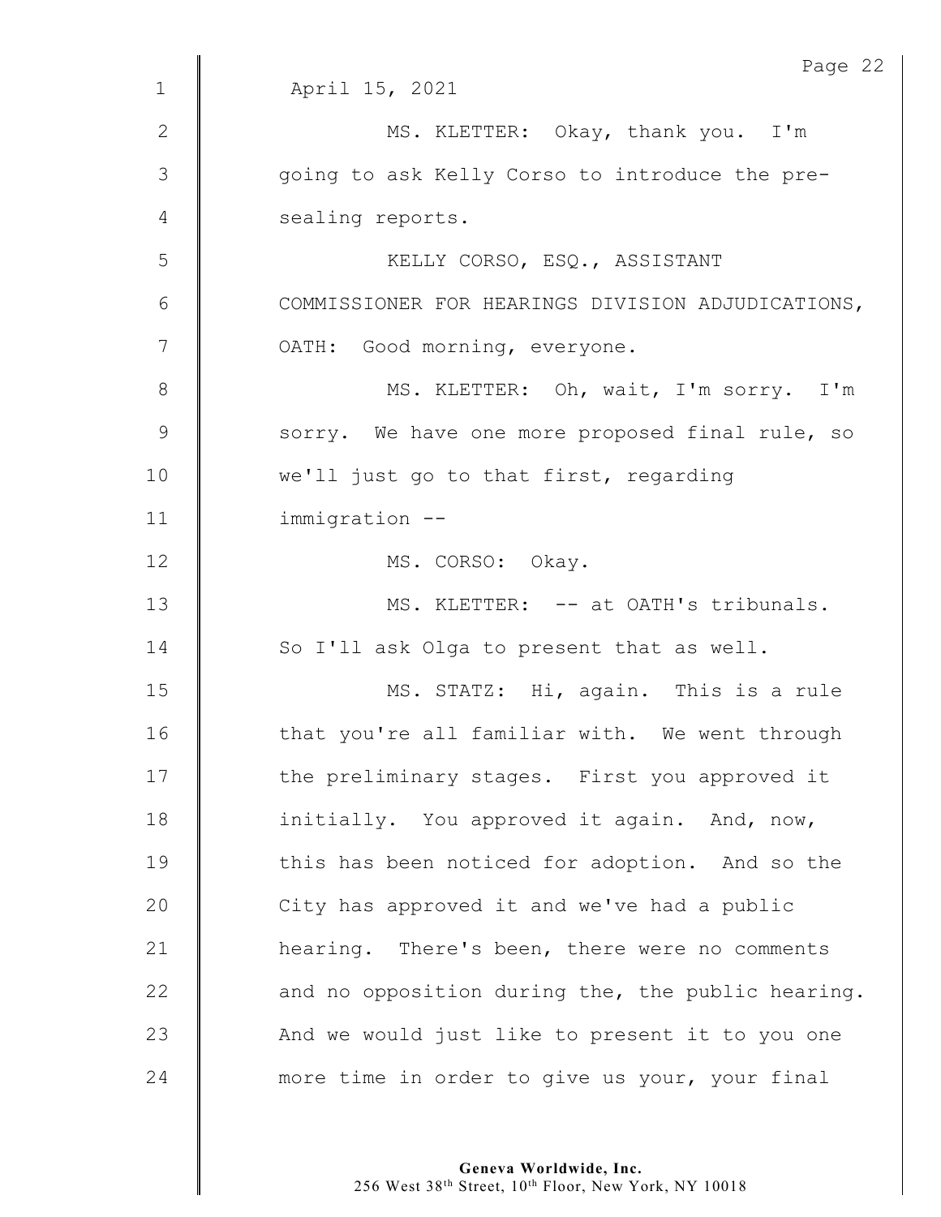April 15, 2021

MS. KLETTER: Okay, thank you. I'm going to ask Kelly Corso to introduce the pre-sealing reports.

KELLY CORSO, ESQ., ASSISTANT COMMISSIONER FOR HEARINGS DIVISION ADJUDICATIONS, OATH: Good morning, everyone.

MS. KLETTER: Oh, wait, I'm sorry. I'm sorry. We have one more proposed final rule, so we'll just go to that first, regarding immigration --

MS. CORSO: Okay.

MS. KLETTER: -- at OATH's tribunals. So I'll ask Olga to present that as well.

MS. STATZ: Hi, again. This is a rule that you're all familiar with. We went through the preliminary stages. First you approved it initially. You approved it again. And, now, this has been noticed for adoption. And so the City has approved it and we've had a public hearing. There's been, there were no comments and no opposition during the, the public hearing. And we would just like to present it to you one more time in order to give us your, your final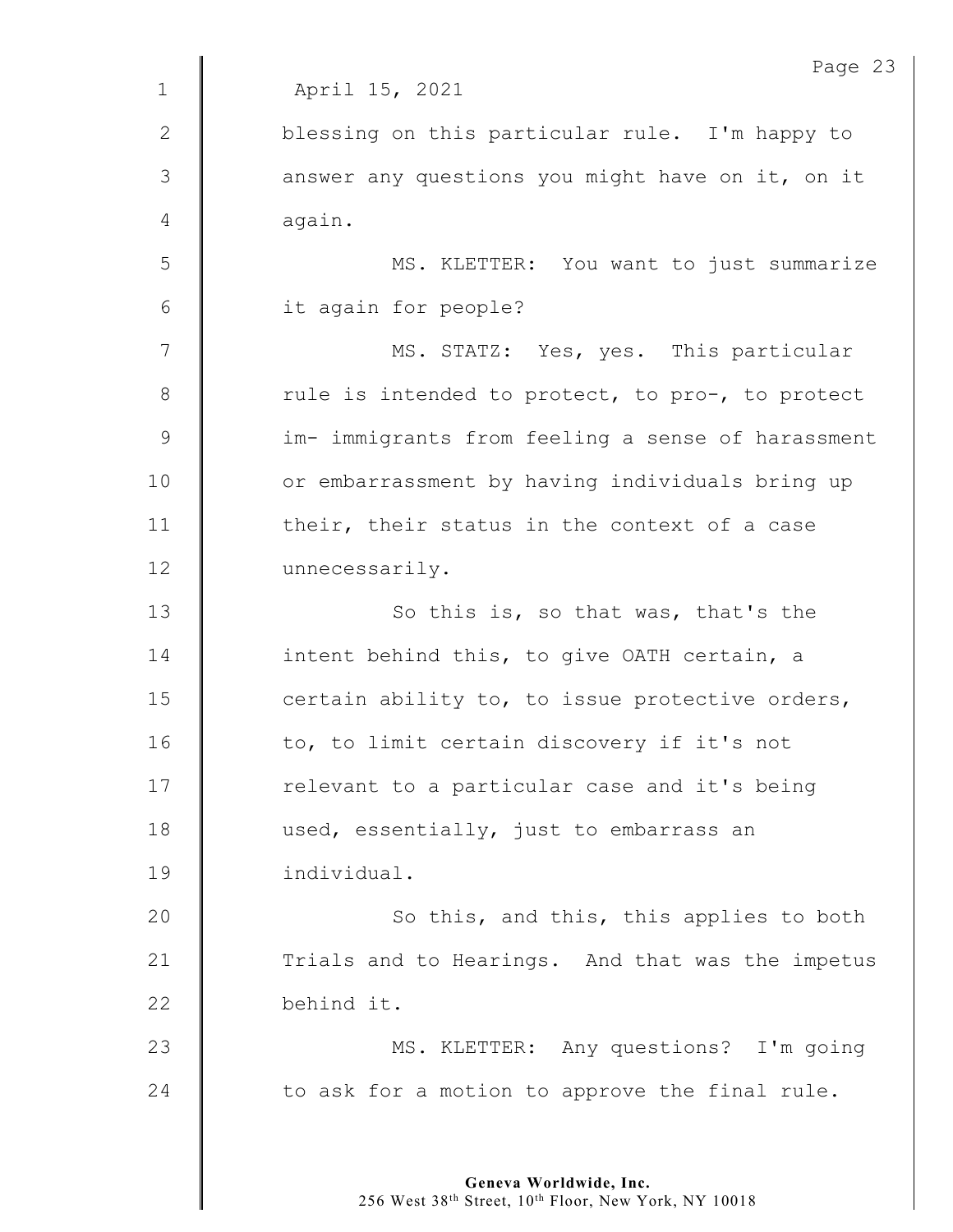April 15, 2021

blessing on this particular rule. I'm happy to answer any questions you might have on it, on it again.

MS. KLETTER: You want to just summarize it again for people?

MS. STATZ: Yes, yes. This particular rule is intended to protect, to pro-, to protect im- immigrants from feeling a sense of harassment or embarrassment by having individuals bring up their, their status in the context of a case unnecessarily.

So this is, so that was, that's the intent behind this, to give OATH certain, a certain ability to, to issue protective orders, to, to limit certain discovery if it's not relevant to a particular case and it's being used, essentially, just to embarrass an individual.

So this, and this, this applies to both Trials and to Hearings. And that was the impetus behind it.

MS. KLETTER: Any questions? I'm going to ask for a motion to approve the final rule.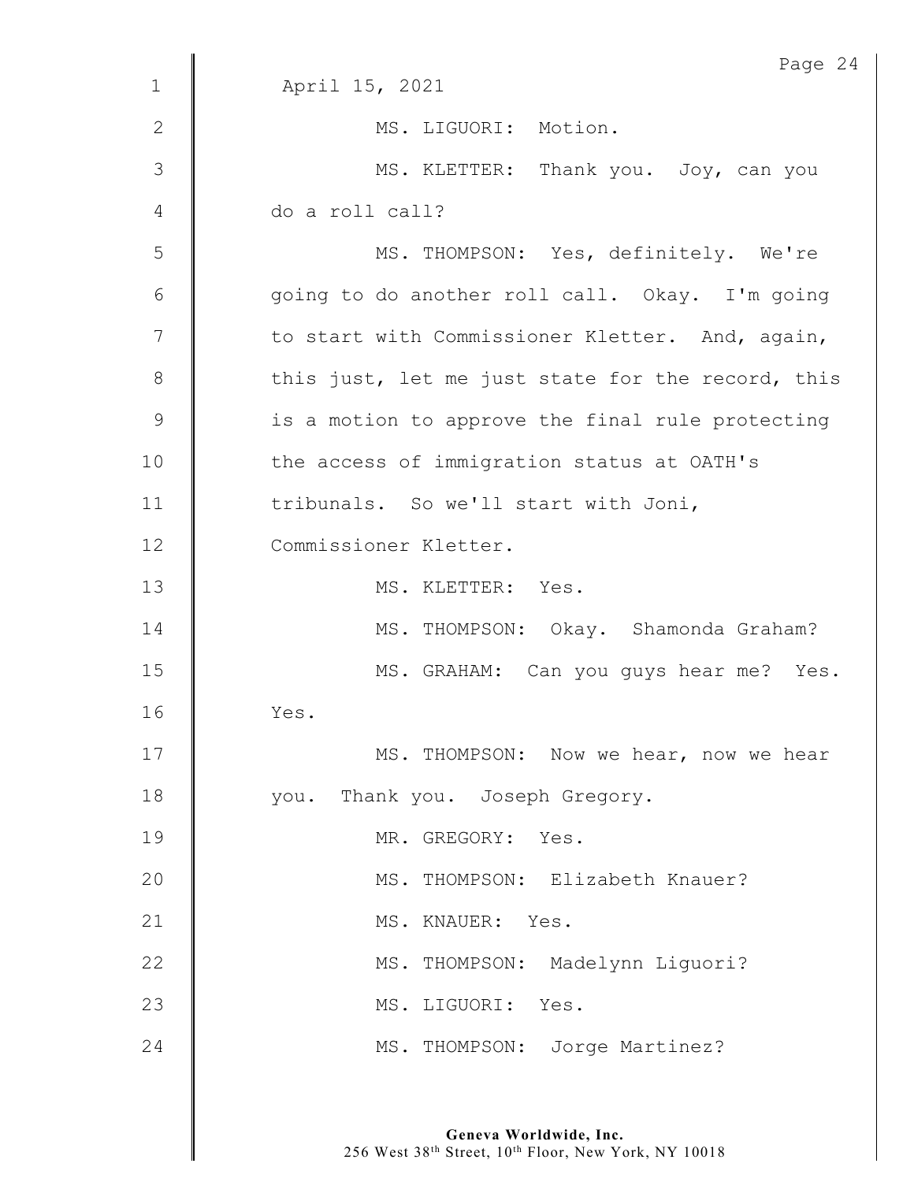April 15, 2021

MS. LIGUORI: Motion.

MS. KLETTER: Thank you. Joy, can you do a roll call?

MS. THOMPSON: Yes, definitely. We're going to do another roll call. Okay. I'm going to start with Commissioner Kletter. And, again, this just, let me just state for the record, this is a motion to approve the final rule protecting the access of immigration status at OATH's tribunals. So we'll start with Joni, Commissioner Kletter.

MS. KLETTER: Yes.

MS. THOMPSON: Okay. Shamonda Graham?

MS. GRAHAM: Can you guys hear me? Yes. Yes.

MS. THOMPSON: Now we hear, now we hear you. Thank you. Joseph Gregory.

MR. GREGORY: Yes.

MS. THOMPSON: Elizabeth Knauer?

MS. KNAUER: Yes.

MS. THOMPSON: Madelynn Liguori?

MS. LIGUORI: Yes.

MS. THOMPSON: Jorge Martinez?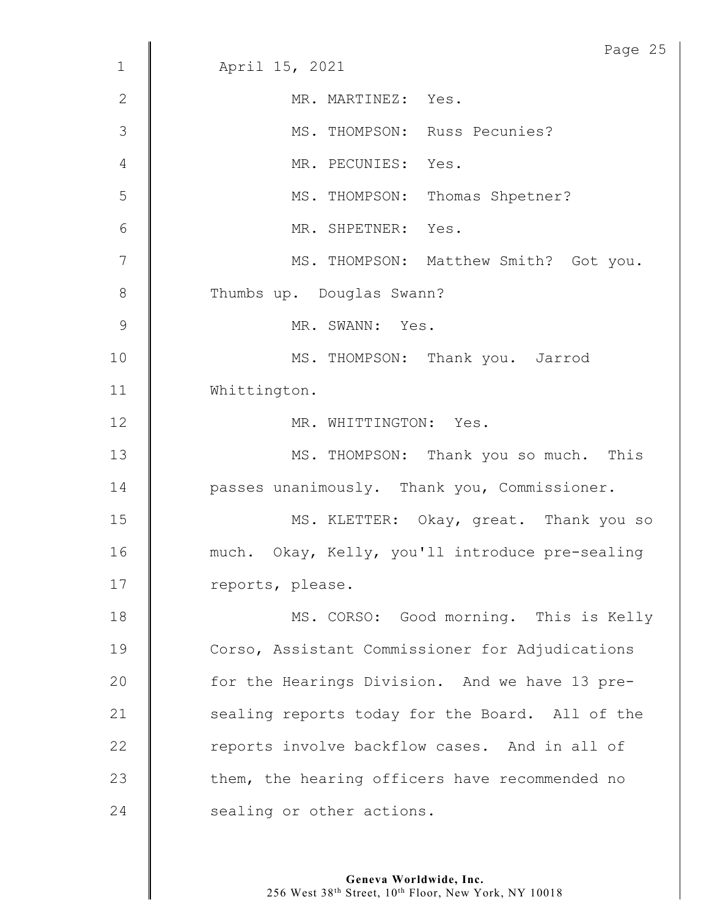April 15, 2021

MR. MARTINEZ: Yes.

MS. THOMPSON: Russ Pecunies?

MR. PECUNIES: Yes.

MS. THOMPSON: Thomas Shpetner?

MR. SHPETNER: Yes.

MS. THOMPSON: Matthew Smith? Got you. Thumbs up. Douglas Swann?

MR. SWANN: Yes.

MS. THOMPSON: Thank you. Jarrod Whittington.

MR. WHITTINGTON: Yes.

MS. THOMPSON: Thank you so much. This passes unanimously. Thank you, Commissioner.

MS. KLETTER: Okay, great. Thank you so much. Okay, Kelly, you'll introduce pre-sealing reports, please.

MS. CORSO: Good morning. This is Kelly Corso, Assistant Commissioner for Adjudications for the Hearings Division. And we have 13 pre-sealing reports today for the Board. All of the reports involve backflow cases. And in all of them, the hearing officers have recommended no sealing or other actions.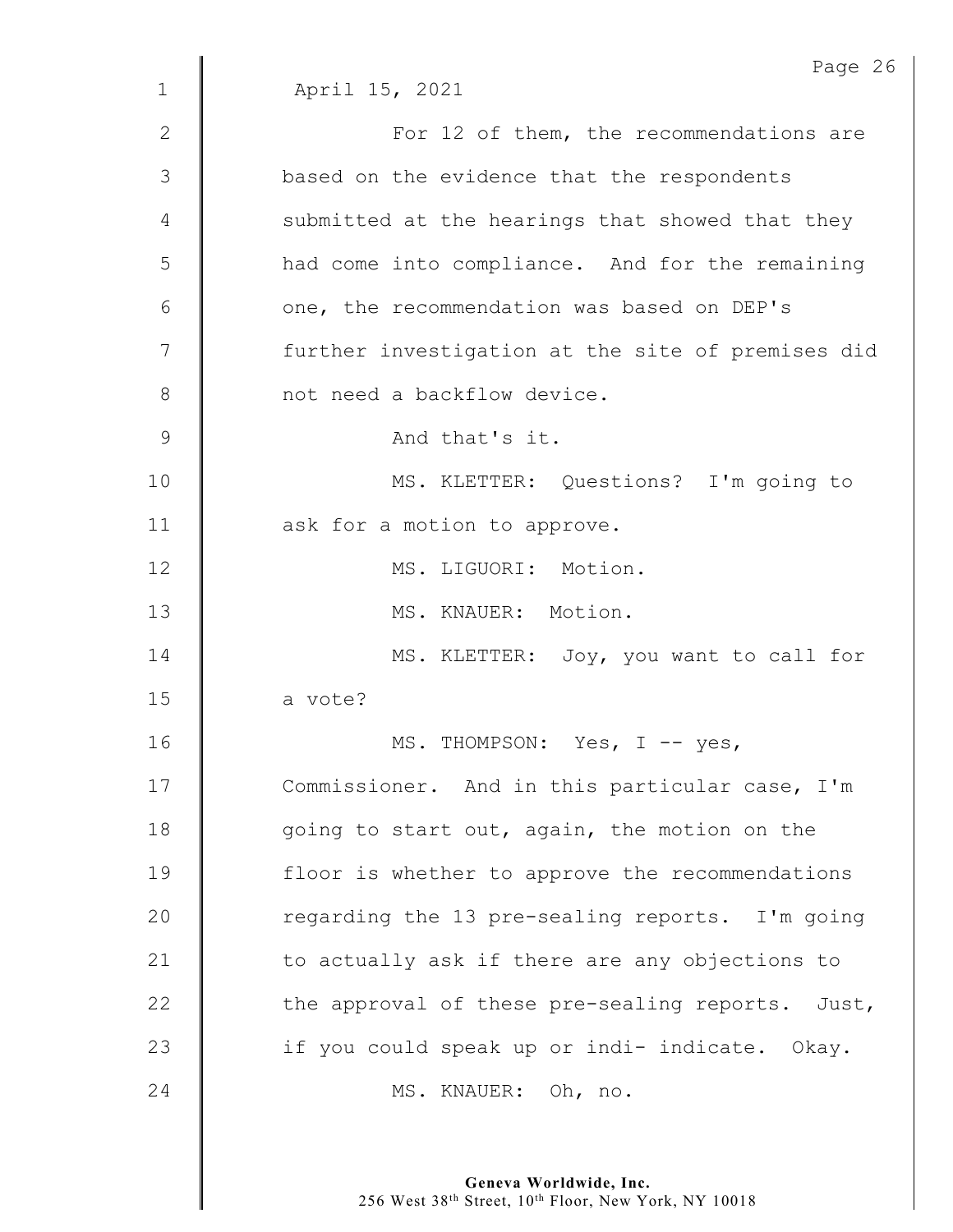April 15, 2021

For 12 of them, the recommendations are based on the evidence that the respondents submitted at the hearings that showed that they had come into compliance. And for the remaining one, the recommendation was based on DEP's further investigation at the site of premises did not need a backflow device.

And that's it.

MS. KLETTER: Questions? I'm going to ask for a motion to approve.

MS. LIGUORI: Motion.

MS. KNAUER: Motion.

MS. KLETTER: Joy, you want to call for a vote?

MS. THOMPSON: Yes, I -- yes, Commissioner. And in this particular case, I'm going to start out, again, the motion on the floor is whether to approve the recommendations regarding the 13 pre-sealing reports. I'm going to actually ask if there are any objections to the approval of these pre-sealing reports. Just, if you could speak up or indi- indicate. Okay.

MS. KNAUER: Oh, no.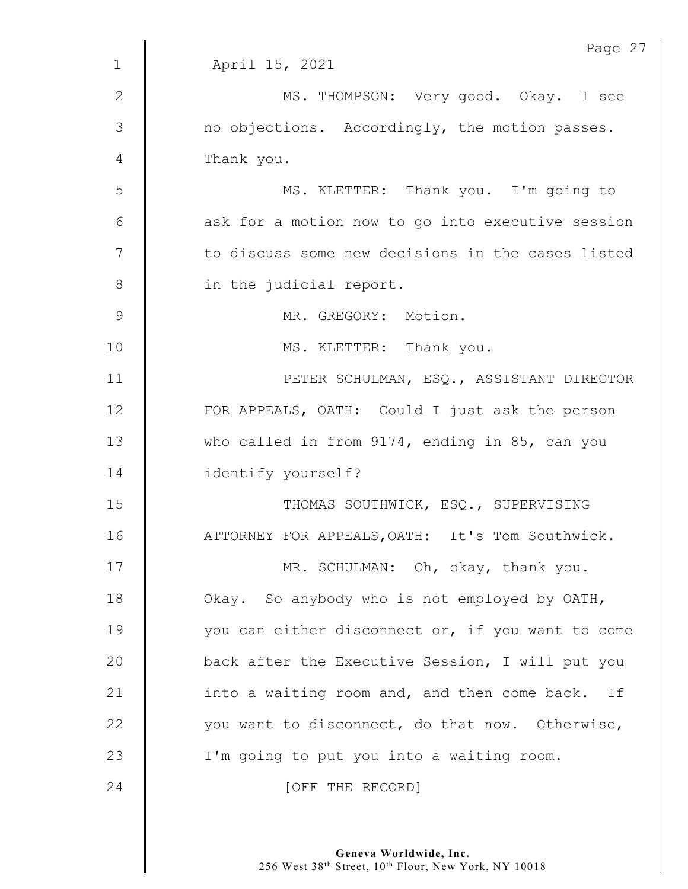April 15, 2021

MS. THOMPSON: Very good. Okay. I see no objections. Accordingly, the motion passes. Thank you.

MS. KLETTER: Thank you. I'm going to ask for a motion now to go into executive session to discuss some new decisions in the cases listed in the judicial report.

MR. GREGORY: Motion.

MS. KLETTER: Thank you.

PETER SCHULMAN, ESQ., ASSISTANT DIRECTOR FOR APPEALS, OATH: Could I just ask the person who called in from 9174, ending in 85, can you identify yourself?

THOMAS SOUTHWICK, ESQ., SUPERVISING ATTORNEY FOR APPEALS,OATH: It's Tom Southwick.

MR. SCHULMAN: Oh, okay, thank you. Okay. So anybody who is not employed by OATH, you can either disconnect or, if you want to come back after the Executive Session, I will put you into a waiting room and, and then come back. If you want to disconnect, do that now. Otherwise, I'm going to put you into a waiting room.

[OFF THE RECORD]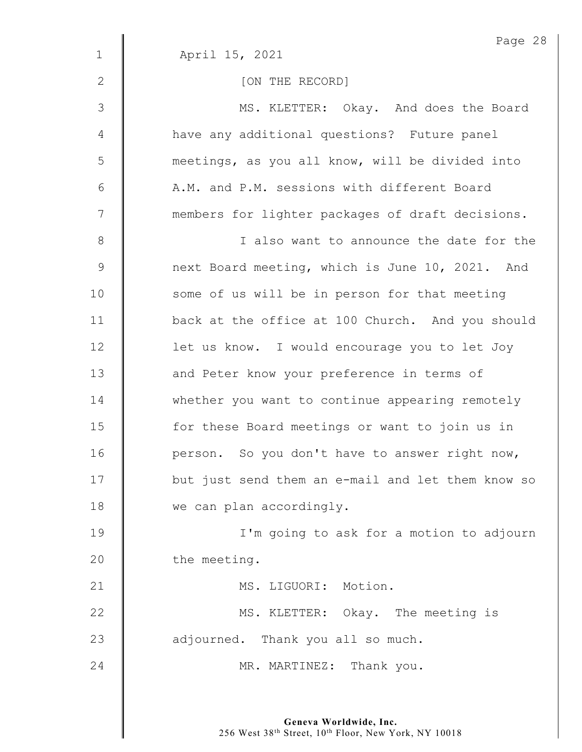April 15, 2021

[ON THE RECORD]

MS. KLETTER: Okay. And does the Board have any additional questions? Future panel meetings, as you all know, will be divided into A.M. and P.M. sessions with different Board members for lighter packages of draft decisions.

I also want to announce the date for the next Board meeting, which is June 10, 2021. And some of us will be in person for that meeting back at the office at 100 Church. And you should let us know. I would encourage you to let Joy and Peter know your preference in terms of whether you want to continue appearing remotely for these Board meetings or want to join us in person. So you don't have to answer right now, but just send them an e-mail and let them know so we can plan accordingly.

I'm going to ask for a motion to adjourn the meeting.

MS. LIGUORI: Motion.

MS. KLETTER: Okay. The meeting is adjourned. Thank you all so much.

MR. MARTINEZ: Thank you.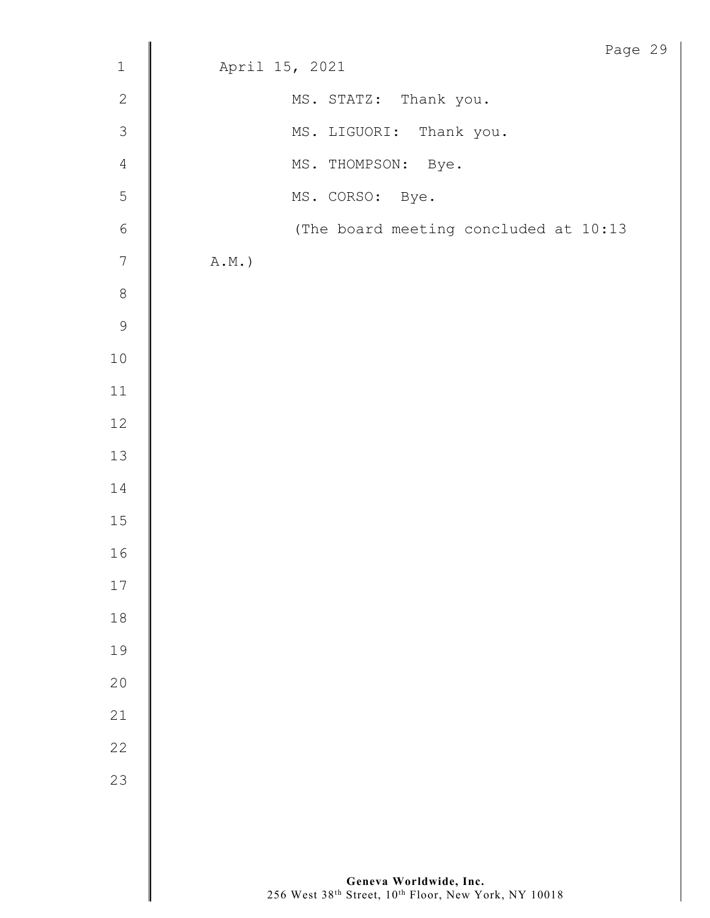April 15, 2021

MS. STATZ: Thank you.

MS. LIGUORI: Thank you.

MS. THOMPSON: Bye.

MS. CORSO: Bye.

(The board meeting concluded at 10:13 A.M.)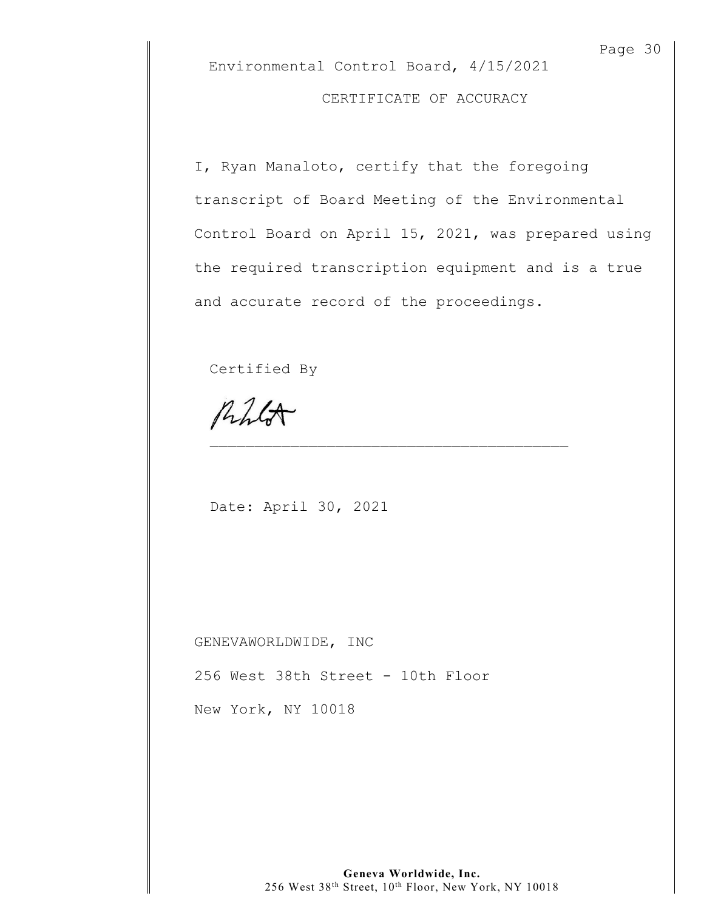## CERTIFICATE OF ACCURACY

I, Ryan Manaloto, certify that the foregoing transcript of Board Meeting of the Environmental Control Board on April 15, 2021, was prepared using the required transcription equipment and is a true and accurate record of the proceedings.

Certified By

\_\_\_\_\_\_\_\_\_\_\_\_\_\_\_\_\_\_\_\_\_\_\_\_\_\_\_\_\_\_\_\_\_\_\_\_\_\_\_\_

Date: April 30, 2021

GENEVAWORLDWIDE, INC

256 West 38th Street - 10th Floor

New York, NY 10018